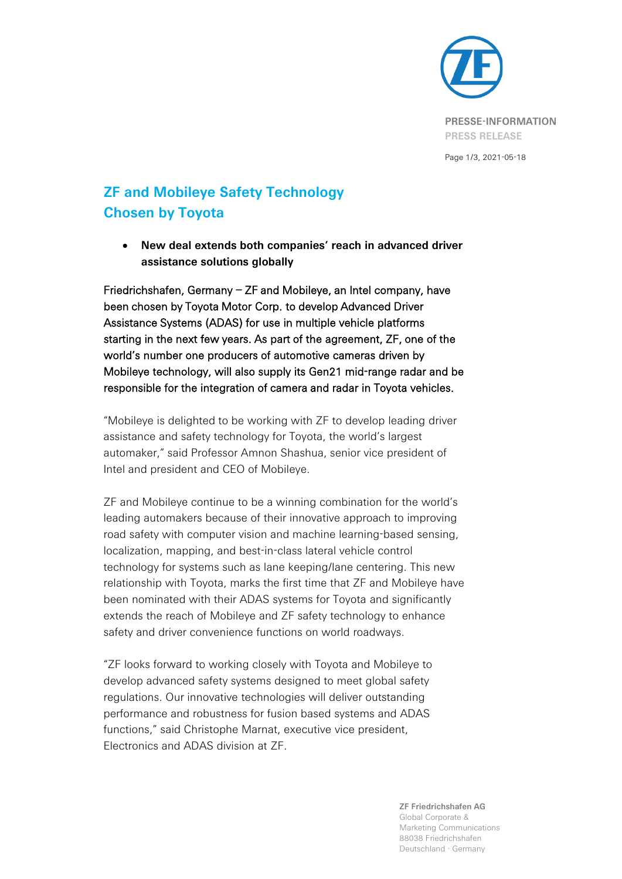PRESSE-INFORMATION
PRESS RELEASE

# ZF and Mobileye Safety Technology Chosen by Toyota

- **New deal extends both companies' reach in advanced driver assistance solutions globally**

Friedrichshafen, Germany – ZF and Mobileye, an Intel company, have been chosen by Toyota Motor Corp. to develop Advanced Driver Assistance Systems (ADAS) for use in multiple vehicle platforms starting in the next few years. As part of the agreement, ZF, one of the world's number one producers of automotive cameras driven by Mobileye technology, will also supply its Gen21 mid-range radar and be responsible for the integration of camera and radar in Toyota vehicles.

"Mobileye is delighted to be working with ZF to develop leading driver assistance and safety technology for Toyota, the world's largest automaker," said Professor Amnon Shashua, senior vice president of Intel and president and CEO of Mobileye.

ZF and Mobileye continue to be a winning combination for the world's leading automakers because of their innovative approach to improving road safety with computer vision and machine learning-based sensing, localization, mapping, and best-in-class lateral vehicle control technology for systems such as lane keeping/lane centering. This new relationship with Toyota, marks the first time that ZF and Mobileye have been nominated with their ADAS systems for Toyota and significantly extends the reach of Mobileye and ZF safety technology to enhance safety and driver convenience functions on world roadways.

"ZF looks forward to working closely with Toyota and Mobileye to develop advanced safety systems designed to meet global safety regulations. Our innovative technologies will deliver outstanding performance and robustness for fusion based systems and ADAS functions," said Christophe Marnat, executive vice president, Electronics and ADAS division at ZF.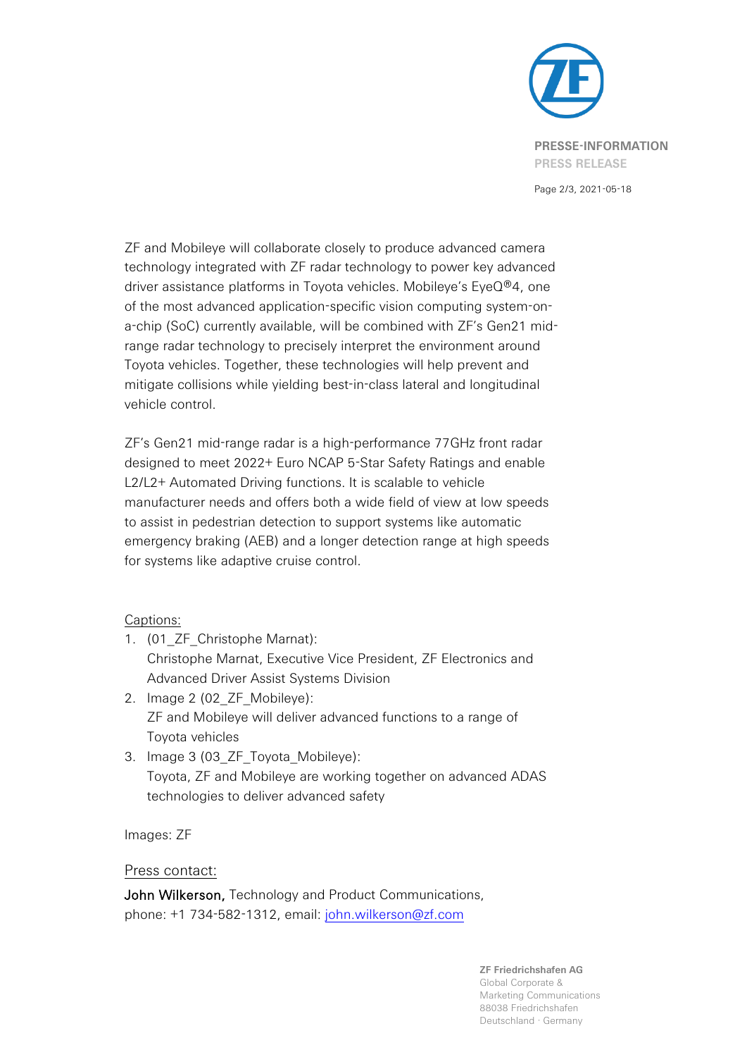ZF and Mobileye will collaborate closely to produce advanced camera technology integrated with ZF radar technology to power key advanced driver assistance platforms in Toyota vehicles. Mobileye's EyeQ®4, one of the most advanced application-specific vision computing system-on-a-chip (SoC) currently available, will be combined with ZF's Gen21 mid-range radar technology to precisely interpret the environment around Toyota vehicles. Together, these technologies will help prevent and mitigate collisions while yielding best-in-class lateral and longitudinal vehicle control.

ZF's Gen21 mid-range radar is a high-performance 77GHz front radar designed to meet 2022+ Euro NCAP 5-Star Safety Ratings and enable L2/L2+ Automated Driving functions. It is scalable to vehicle manufacturer needs and offers both a wide field of view at low speeds to assist in pedestrian detection to support systems like automatic emergency braking (AEB) and a longer detection range at high speeds for systems like adaptive cruise control.

Captions:

1. (01_ZF_Christophe Marnat):
   Christophe Marnat, Executive Vice President, ZF Electronics and Advanced Driver Assist Systems Division
2. Image 2 (02_ZF_Mobileye):
   ZF and Mobileye will deliver advanced functions to a range of Toyota vehicles
3. Image 3 (03_ZF_Toyota_Mobileye):
   Toyota, ZF and Mobileye are working together on advanced ADAS technologies to deliver advanced safety

Images: ZF

Press contact:

**John Wilkerson,** Technology and Product Communications,
phone: +1 734-582-1312, email: john.wilkerson@zf.com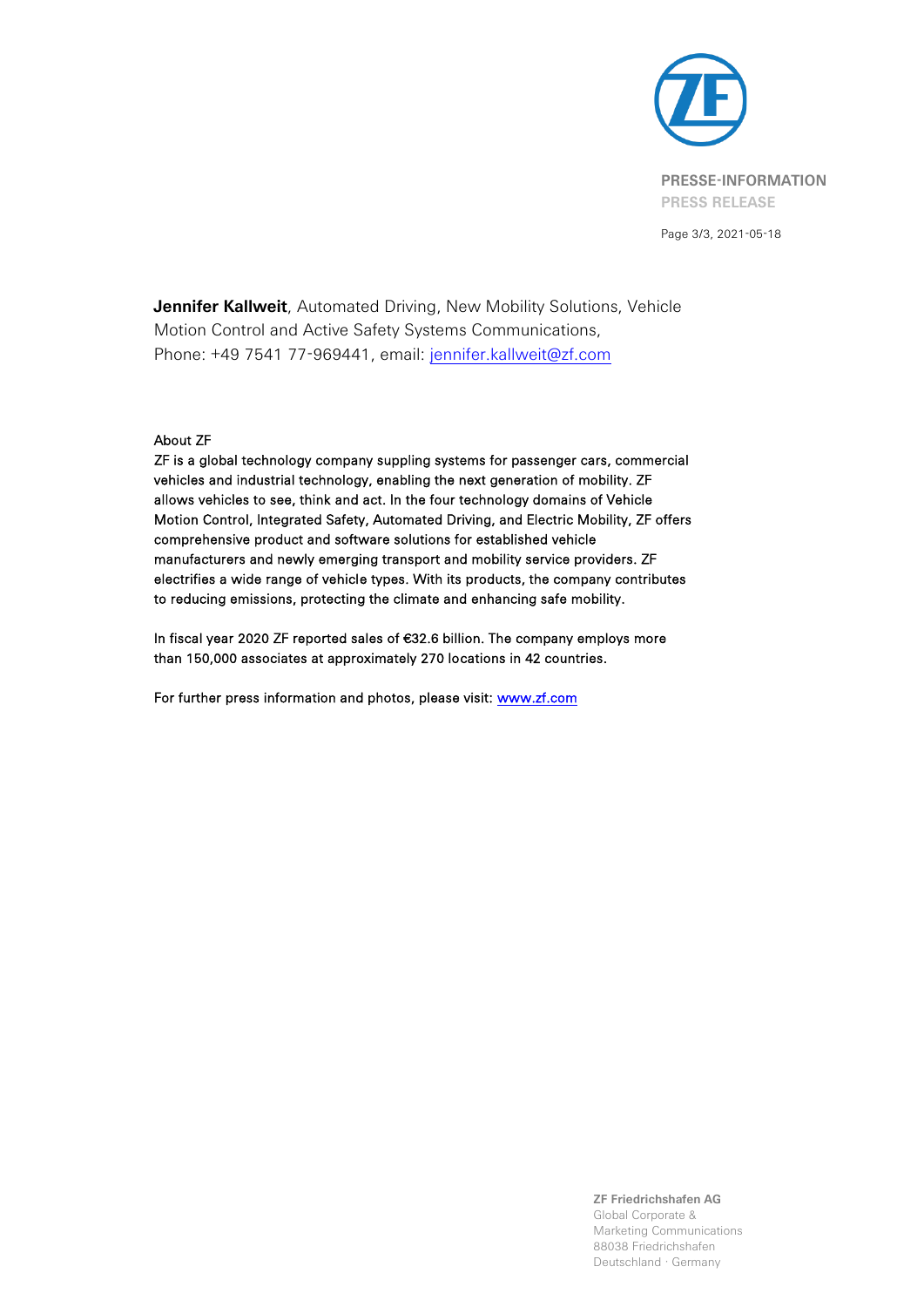**Jennifer Kallweit**, Automated Driving, New Mobility Solutions, Vehicle Motion Control and Active Safety Systems Communications,
Phone: +49 7541 77-969441, email: jennifer.kallweit@zf.com

About ZF

ZF is a global technology company suppling systems for passenger cars, commercial vehicles and industrial technology, enabling the next generation of mobility. ZF allows vehicles to see, think and act. In the four technology domains of Vehicle Motion Control, Integrated Safety, Automated Driving, and Electric Mobility, ZF offers comprehensive product and software solutions for established vehicle manufacturers and newly emerging transport and mobility service providers. ZF electrifies a wide range of vehicle types. With its products, the company contributes to reducing emissions, protecting the climate and enhancing safe mobility.

In fiscal year 2020 ZF reported sales of €32.6 billion. The company employs more than 150,000 associates at approximately 270 locations in 42 countries.

For further press information and photos, please visit: www.zf.com

**ZF Friedrichshafen AG**
Global Corporate &
Marketing Communications
88038 Friedrichshafen
Deutschland · Germany